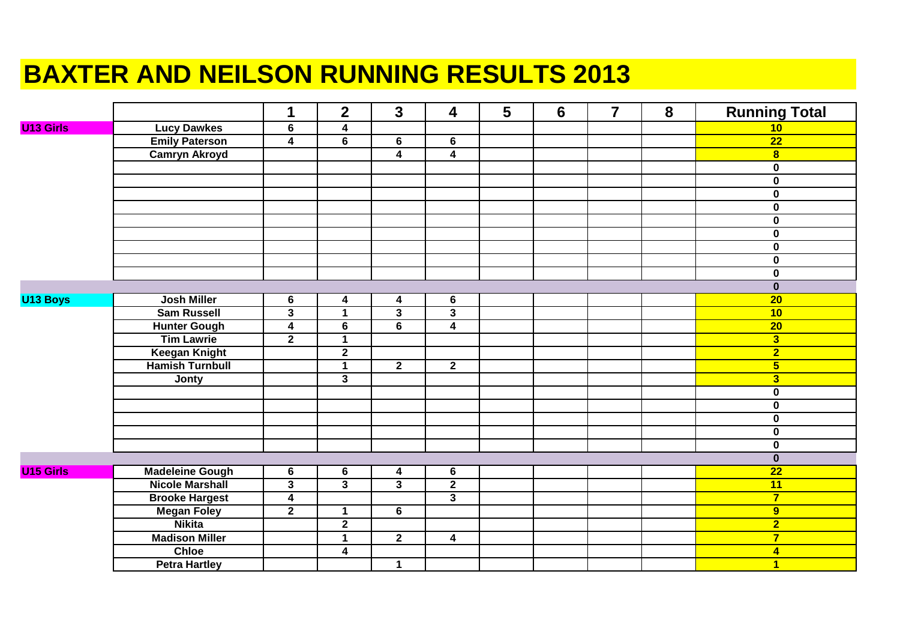# BAXTER AND NEILSON RUNNING RESULTS 2013

| | | 1 | 2 | 3 | 4 | 5 | 6 | 7 | 8 | Running Total |
|---|---|---|---|---|---|---|---|---|---|---|
| U13 Girls | Lucy Dawkes | 6 | 4 | | | | | | | 10 |
| | Emily Paterson | 4 | 6 | 6 | 6 | | | | | 22 |
| | Camryn Akroyd | | | 4 | 4 | | | | | 8 |
| | | | | | | | | | | 0 |
| | | | | | | | | | | 0 |
| | | | | | | | | | | 0 |
| | | | | | | | | | | 0 |
| | | | | | | | | | | 0 |
| | | | | | | | | | | 0 |
| | | | | | | | | | | 0 |
| | | | | | | | | | | 0 |
| | | | | | | | | | | 0 |
| | | | | | | | | | | 0 |
| U13 Boys | Josh Miller | 6 | 4 | 4 | 6 | | | | | 20 |
| | Sam Russell | 3 | 1 | 3 | 3 | | | | | 10 |
| | Hunter Gough | 4 | 6 | 6 | 4 | | | | | 20 |
| | Tim Lawrie | 2 | 1 | | | | | | | 3 |
| | Keegan Knight | | 2 | | | | | | | 2 |
| | Hamish Turnbull | | 1 | 2 | 2 | | | | | 5 |
| | Jonty | | 3 | | | | | | | 3 |
| | | | | | | | | | | 0 |
| | | | | | | | | | | 0 |
| | | | | | | | | | | 0 |
| | | | | | | | | | | 0 |
| | | | | | | | | | | 0 |
| | | | | | | | | | | 0 |
| U15 Girls | Madeleine Gough | 6 | 6 | 4 | 6 | | | | | 22 |
| | Nicole Marshall | 3 | 3 | 3 | 2 | | | | | 11 |
| | Brooke Hargest | 4 | | | 3 | | | | | 7 |
| | Megan Foley | 2 | 1 | 6 | | | | | | 9 |
| | Nikita | | 2 | | | | | | | 2 |
| | Madison Miller | | 1 | 2 | 4 | | | | | 7 |
| | Chloe | | 4 | | | | | | | 4 |
| | Petra Hartley | | | 1 | | | | | | 1 |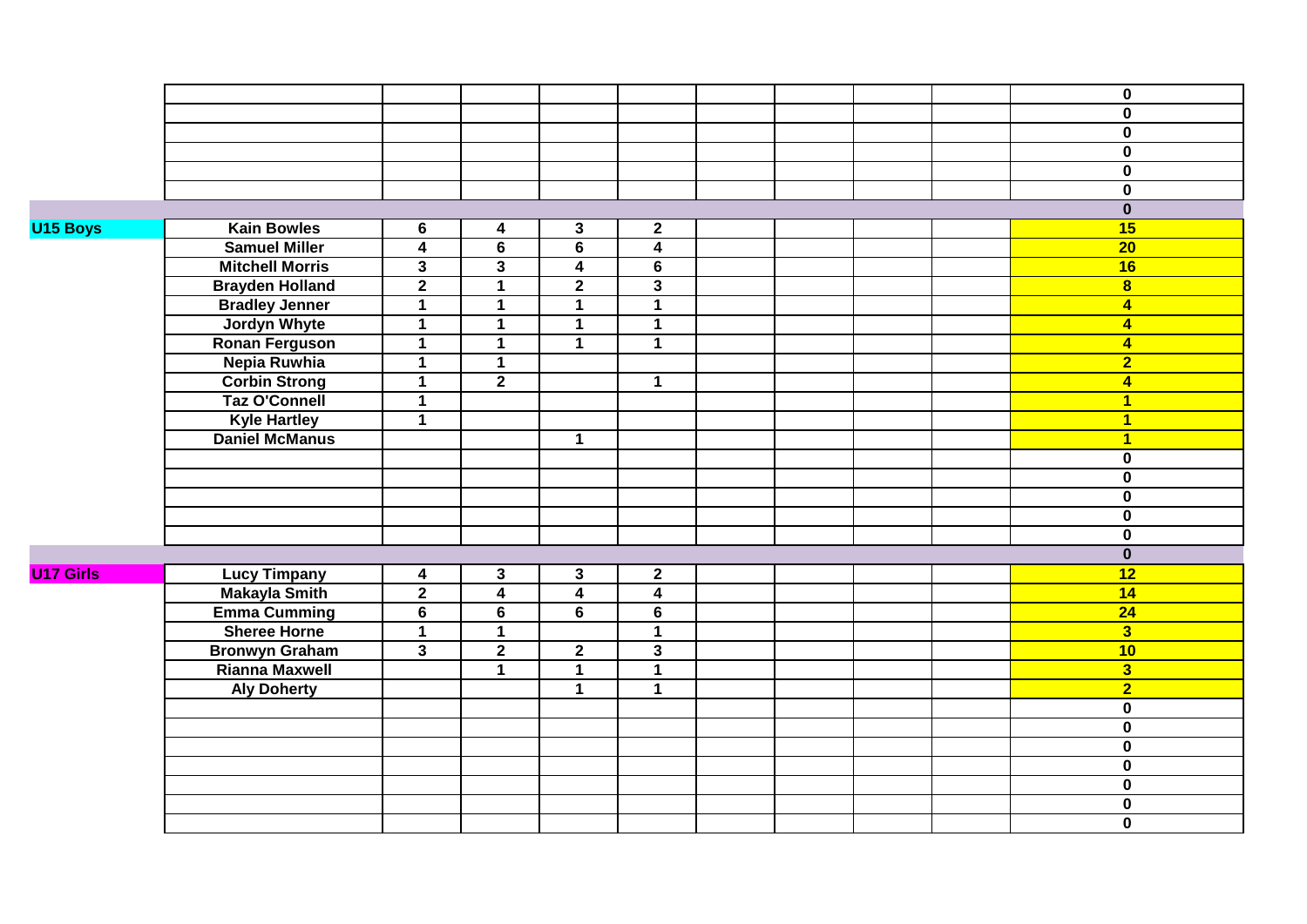| | | | | | | | | | | |
|---|---|---|---|---|---|---|---|---|---|---|
| | | | | | | | | | | 0 |
| | | | | | | | | | | 0 |
| | | | | | | | | | | 0 |
| | | | | | | | | | | 0 |
| | | | | | | | | | | 0 |
| | | | | | | | | | | 0 |
| | | | | | | | | | | 0 |
| **U15 Boys** | **Kain Bowles** | 6 | 4 | 3 | 2 | | | | | 15 |
| | **Samuel Miller** | 4 | 6 | 6 | 4 | | | | | 20 |
| | **Mitchell Morris** | 3 | 3 | 4 | 6 | | | | | 16 |
| | **Brayden Holland** | 2 | 1 | 2 | 3 | | | | | 8 |
| | **Bradley Jenner** | 1 | 1 | 1 | 1 | | | | | 4 |
| | **Jordyn Whyte** | 1 | 1 | 1 | 1 | | | | | 4 |
| | **Ronan Ferguson** | 1 | 1 | 1 | 1 | | | | | 4 |
| | **Nepia Ruwhia** | 1 | 1 | | | | | | | 2 |
| | **Corbin Strong** | 1 | 2 | | 1 | | | | | 4 |
| | **Taz O'Connell** | 1 | | | | | | | | 1 |
| | **Kyle Hartley** | 1 | | | | | | | | 1 |
| | **Daniel McManus** | | | 1 | | | | | | 1 |
| | | | | | | | | | | 0 |
| | | | | | | | | | | 0 |
| | | | | | | | | | | 0 |
| | | | | | | | | | | 0 |
| | | | | | | | | | | 0 |
| | | | | | | | | | | 0 |
| **U17 Girls** | **Lucy Timpany** | 4 | 3 | 3 | 2 | | | | | 12 |
| | **Makayla Smith** | 2 | 4 | 4 | 4 | | | | | 14 |
| | **Emma Cumming** | 6 | 6 | 6 | 6 | | | | | 24 |
| | **Sheree Horne** | 1 | 1 | | 1 | | | | | 3 |
| | **Bronwyn Graham** | 3 | 2 | 2 | 3 | | | | | 10 |
| | **Rianna Maxwell** | | 1 | 1 | 1 | | | | | 3 |
| | **Aly Doherty** | | | 1 | 1 | | | | | 2 |
| | | | | | | | | | | 0 |
| | | | | | | | | | | 0 |
| | | | | | | | | | | 0 |
| | | | | | | | | | | 0 |
| | | | | | | | | | | 0 |
| | | | | | | | | | | 0 |
| | | | | | | | | | | 0 |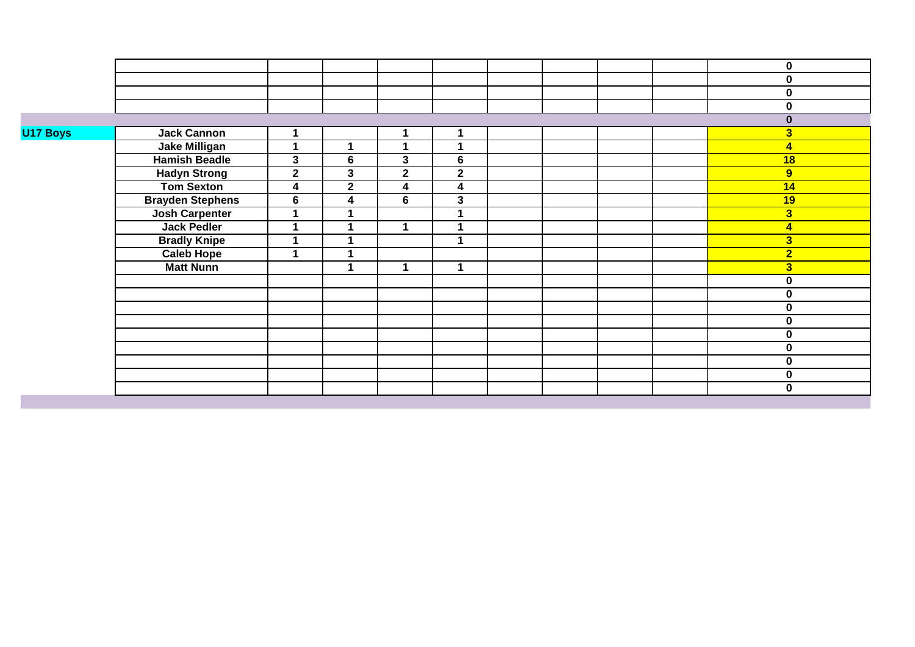| | | | | | | | | | | |
|---|---|---|---|---|---|---|---|---|---|---|
| | | | | | | | | | | **0** |
| | | | | | | | | | | **0** |
| | | | | | | | | | | **0** |
| | | | | | | | | | | **0** |
| | | | | | | | | | | **0** |
| **U17 Boys** | **Jack Cannon** | **1** | | **1** | **1** | | | | | **3** |
| | **Jake Milligan** | **1** | **1** | **1** | **1** | | | | | **4** |
| | **Hamish Beadle** | **3** | **6** | **3** | **6** | | | | | **18** |
| | **Hadyn Strong** | **2** | **3** | **2** | **2** | | | | | **9** |
| | **Tom Sexton** | **4** | **2** | **4** | **4** | | | | | **14** |
| | **Brayden Stephens** | **6** | **4** | **6** | **3** | | | | | **19** |
| | **Josh Carpenter** | **1** | **1** | | **1** | | | | | **3** |
| | **Jack Pedler** | **1** | **1** | **1** | **1** | | | | | **4** |
| | **Bradly Knipe** | **1** | **1** | | **1** | | | | | **3** |
| | **Caleb Hope** | **1** | **1** | | | | | | | **2** |
| | **Matt Nunn** | | **1** | **1** | **1** | | | | | **3** |
| | | | | | | | | | | **0** |
| | | | | | | | | | | **0** |
| | | | | | | | | | | **0** |
| | | | | | | | | | | **0** |
| | | | | | | | | | | **0** |
| | | | | | | | | | | **0** |
| | | | | | | | | | | **0** |
| | | | | | | | | | | **0** |
| | | | | | | | | | | **0** |